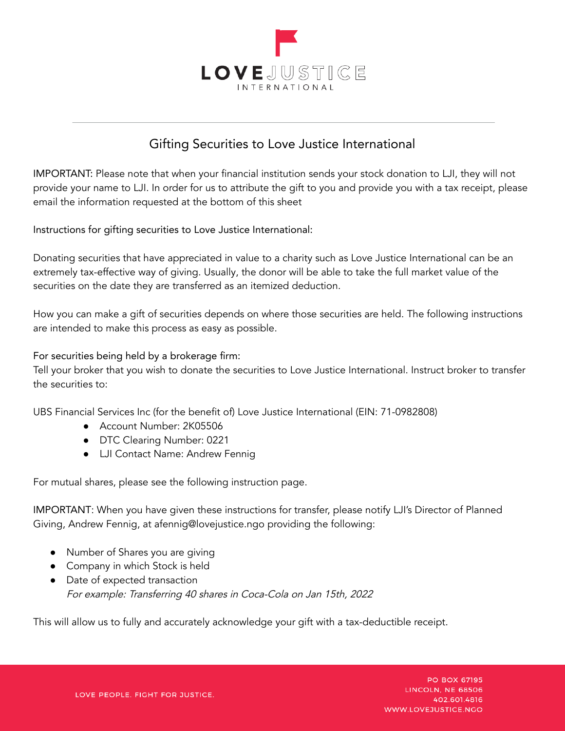# Gifting Securities to Love Justice International

IMPORTANT: Please note that when your financial institution sends your stock donation to LJI, they will not provide your name to LJI. In order for us to attribute the gift to you and provide you with a tax receipt, please email the information requested at the bottom of this sheet

Instructions for gifting securities to Love Justice International:

Donating securities that have appreciated in value to a charity such as Love Justice International can be an extremely tax-effective way of giving. Usually, the donor will be able to take the full market value of the securities on the date they are transferred as an itemized deduction.

How you can make a gift of securities depends on where those securities are held. The following instructions are intended to make this process as easy as possible.

For securities being held by a brokerage firm:
Tell your broker that you wish to donate the securities to Love Justice International. Instruct broker to transfer the securities to:

UBS Financial Services Inc (for the benefit of) Love Justice International (EIN: 71-0982808)

- Account Number: 2K05506
- DTC Clearing Number: 0221
- LJI Contact Name: Andrew Fennig

For mutual shares, please see the following instruction page.

IMPORTANT: When you have given these instructions for transfer, please notify LJI's Director of Planned Giving, Andrew Fennig, at afennig@lovejustice.ngo providing the following:

- Number of Shares you are giving
- Company in which Stock is held
- Date of expected transaction
  *For example: Transferring 40 shares in Coca-Cola on Jan 15th, 2022*

This will allow us to fully and accurately acknowledge your gift with a tax-deductible receipt.

LOVE PEOPLE. FIGHT FOR JUSTICE.

PO BOX 67195
LINCOLN, NE 68506
402.601.4816
WWW.LOVEJUSTICE.NGO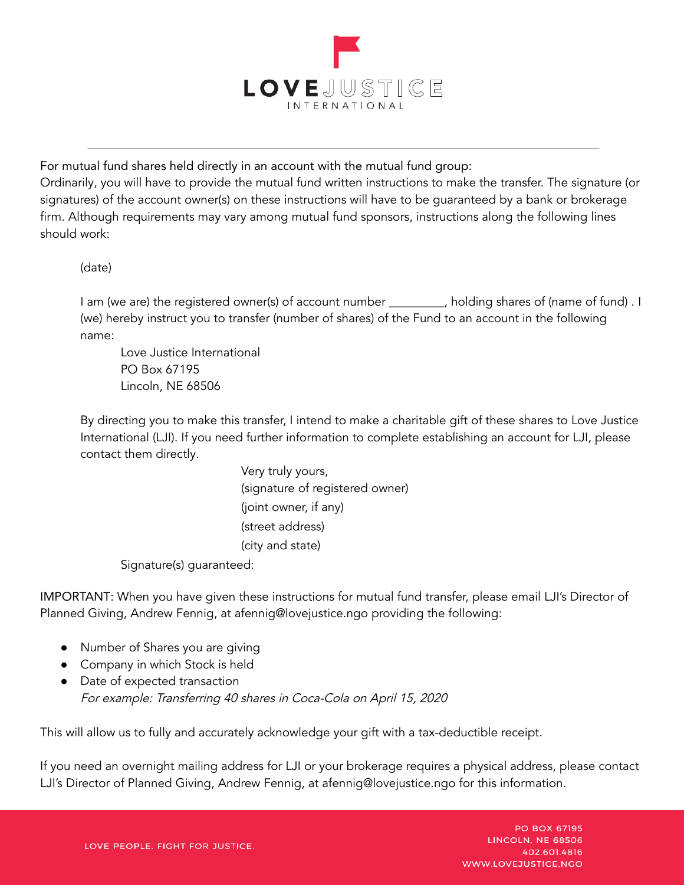For mutual fund shares held directly in an account with the mutual fund group:
Ordinarily, you will have to provide the mutual fund written instructions to make the transfer. The signature (or signatures) of the account owner(s) on these instructions will have to be guaranteed by a bank or brokerage firm. Although requirements may vary among mutual fund sponsors, instructions along the following lines should work:

> (date)
>
> I am (we are) the registered owner(s) of account number _________, holding shares of (name of fund) . I (we) hereby instruct you to transfer (number of shares) of the Fund to an account in the following name:
>
> Love Justice International
> PO Box 67195
> Lincoln, NE 68506
>
> By directing you to make this transfer, I intend to make a charitable gift of these shares to Love Justice International (LJI). If you need further information to complete establishing an account for LJI, please contact them directly.
>
> Very truly yours,
> (signature of registered owner)
> (joint owner, if any)
> (street address)
> (city and state)
>
> Signature(s) guaranteed:

IMPORTANT: When you have given these instructions for mutual fund transfer, please email LJI's Director of Planned Giving, Andrew Fennig, at afennig@lovejustice.ngo providing the following:

- Number of Shares you are giving
- Company in which Stock is held
- Date of expected transaction
  *For example: Transferring 40 shares in Coca-Cola on April 15, 2020*

This will allow us to fully and accurately acknowledge your gift with a tax-deductible receipt.

If you need an overnight mailing address for LJI or your brokerage requires a physical address, please contact LJI's Director of Planned Giving, Andrew Fennig, at afennig@lovejustice.ngo for this information.